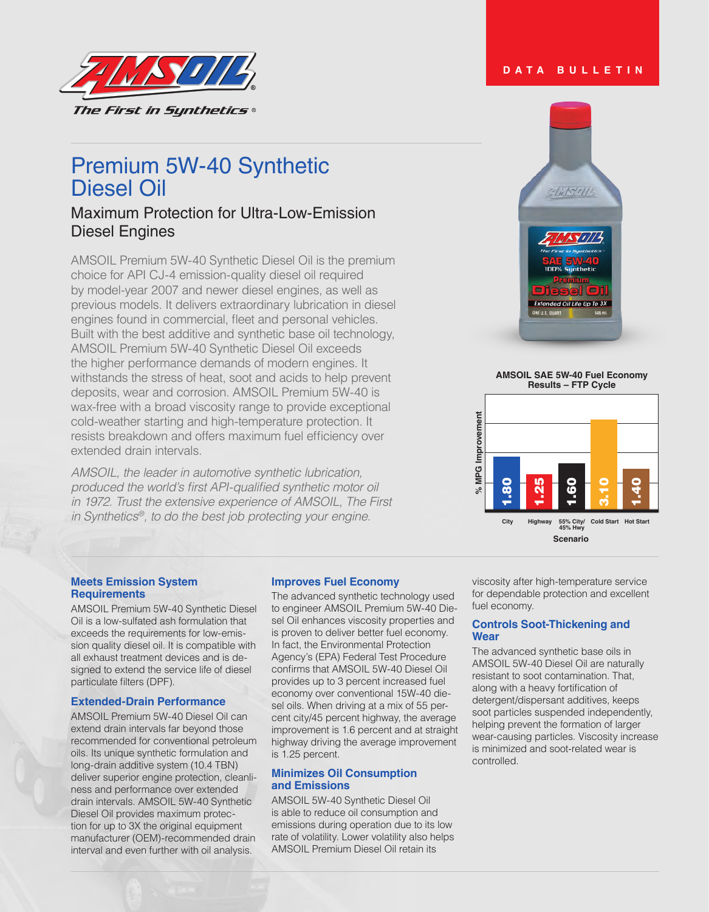# Premium 5W-40 Synthetic Diesel Oil

## Maximum Protection for Ultra-Low-Emission Diesel Engines

AMSOIL Premium 5W-40 Synthetic Diesel Oil is the premium choice for API CJ-4 emission-quality diesel oil required by model-year 2007 and newer diesel engines, as well as previous models. It delivers extraordinary lubrication in diesel engines found in commercial, fleet and personal vehicles. Built with the best additive and synthetic base oil technology, AMSOIL Premium 5W-40 Synthetic Diesel Oil exceeds the higher performance demands of modern engines. It withstands the stress of heat, soot and acids to help prevent deposits, wear and corrosion. AMSOIL Premium 5W-40 is wax-free with a broad viscosity range to provide exceptional cold-weather starting and high-temperature protection. It resists breakdown and offers maximum fuel efficiency over extended drain intervals.

*AMSOIL, the leader in automotive synthetic lubrication, produced the world's first API-qualified synthetic motor oil in 1972. Trust the extensive experience of AMSOIL, The First in Synthetics®, to do the best job protecting your engine.*

**AMSOIL SAE 5W-40 Fuel Economy Results – FTP Cycle**

| Scenario | % MPG Improvement |
|---|---|
| City | 1.80 |
| Highway | 1.25 |
| 55% City/ 45% Hwy | 1.60 |
| Cold Start | 3.10 |
| Hot Start | 1.40 |

### Meets Emission System Requirements

AMSOIL Premium 5W-40 Synthetic Diesel Oil is a low-sulfated ash formulation that exceeds the requirements for low-emission quality diesel oil. It is compatible with all exhaust treatment devices and is designed to extend the service life of diesel particulate filters (DPF).

### Extended-Drain Performance

AMSOIL Premium 5W-40 Diesel Oil can extend drain intervals far beyond those recommended for conventional petroleum oils. Its unique synthetic formulation and long-drain additive system (10.4 TBN) deliver superior engine protection, cleanliness and performance over extended drain intervals. AMSOIL 5W-40 Synthetic Diesel Oil provides maximum protection for up to 3X the original equipment manufacturer (OEM)-recommended drain interval and even further with oil analysis.

### Improves Fuel Economy

The advanced synthetic technology used to engineer AMSOIL Premium 5W-40 Diesel Oil enhances viscosity properties and is proven to deliver better fuel economy. In fact, the Environmental Protection Agency's (EPA) Federal Test Procedure confirms that AMSOIL 5W-40 Diesel Oil provides up to 3 percent increased fuel economy over conventional 15W-40 diesel oils. When driving at a mix of 55 percent city/45 percent highway, the average improvement is 1.6 percent and at straight highway driving the average improvement is 1.25 percent.

### Minimizes Oil Consumption and Emissions

AMSOIL 5W-40 Synthetic Diesel Oil is able to reduce oil consumption and emissions during operation due to its low rate of volatility. Lower volatility also helps AMSOIL Premium Diesel Oil retain its viscosity after high-temperature service for dependable protection and excellent fuel economy.

### Controls Soot-Thickening and Wear

The advanced synthetic base oils in AMSOIL 5W-40 Diesel Oil are naturally resistant to soot contamination. That, along with a heavy fortification of detergent/dispersant additives, keeps soot particles suspended independently, helping prevent the formation of larger wear-causing particles. Viscosity increase is minimized and soot-related wear is controlled.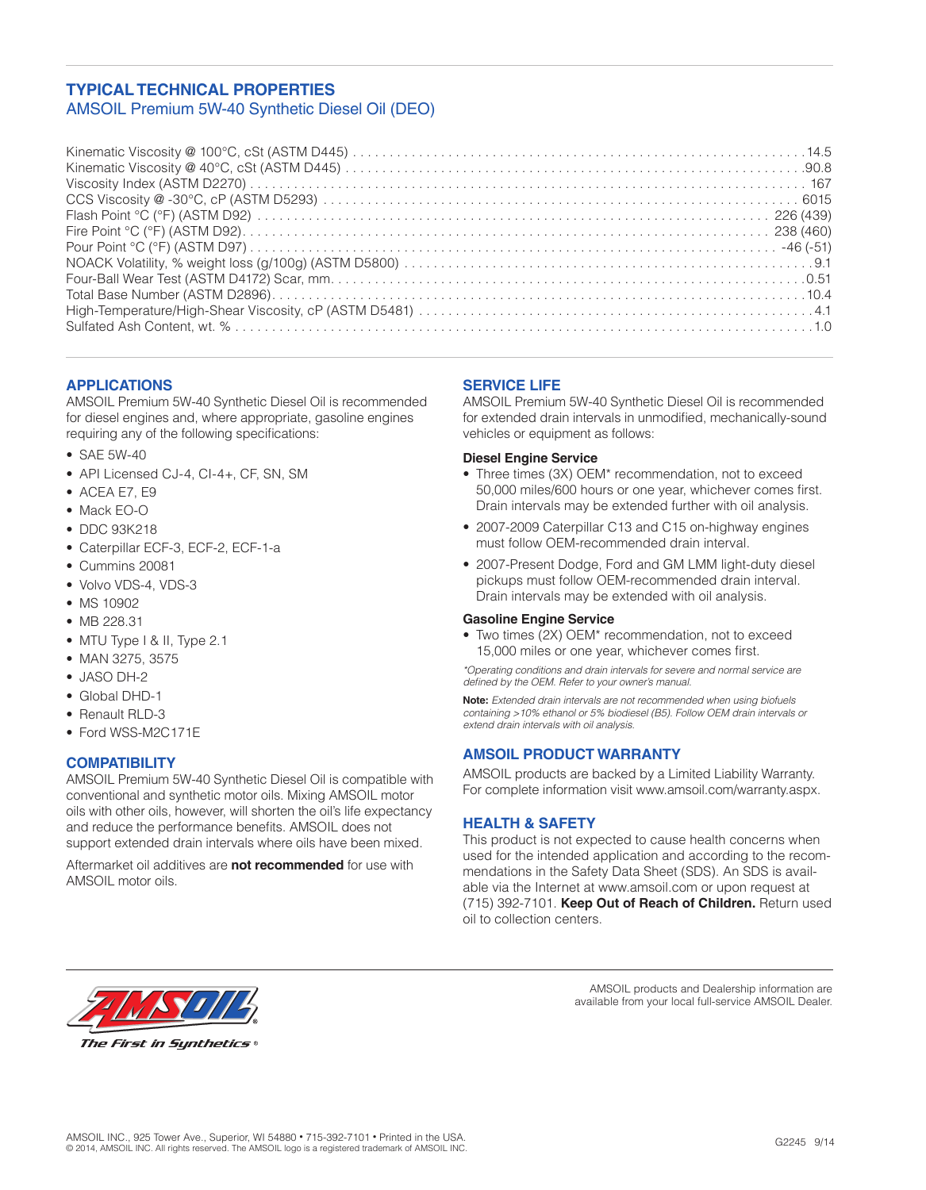## TYPICAL TECHNICAL PROPERTIES

### AMSOIL Premium 5W-40 Synthetic Diesel Oil (DEO)

| | |
|---|---|
| Kinematic Viscosity @ 100°C, cSt (ASTM D445) | 14.5 |
| Kinematic Viscosity @ 40°C, cSt (ASTM D445) | 90.8 |
| Viscosity Index (ASTM D2270) | 167 |
| CCS Viscosity @ -30°C, cP (ASTM D5293) | 6015 |
| Flash Point °C (°F) (ASTM D92) | 226 (439) |
| Fire Point °C (°F) (ASTM D92) | 238 (460) |
| Pour Point °C (°F) (ASTM D97) | -46 (-51) |
| NOACK Volatility, % weight loss (g/100g) (ASTM D5800) | 9.1 |
| Four-Ball Wear Test (ASTM D4172) Scar, mm. | 0.51 |
| Total Base Number (ASTM D2896) | 10.4 |
| High-Temperature/High-Shear Viscosity, cP (ASTM D5481) | 4.1 |
| Sulfated Ash Content, wt. % | 1.0 |

## APPLICATIONS

AMSOIL Premium 5W-40 Synthetic Diesel Oil is recommended for diesel engines and, where appropriate, gasoline engines requiring any of the following specifications:

- SAE 5W-40
- API Licensed CJ-4, CI-4+, CF, SN, SM
- ACEA E7, E9
- Mack EO-O
- DDC 93K218
- Caterpillar ECF-3, ECF-2, ECF-1-a
- Cummins 20081
- Volvo VDS-4, VDS-3
- MS 10902
- MB 228.31
- MTU Type I & II, Type 2.1
- MAN 3275, 3575
- JASO DH-2
- Global DHD-1
- Renault RLD-3
- Ford WSS-M2C171E

## COMPATIBILITY

AMSOIL Premium 5W-40 Synthetic Diesel Oil is compatible with conventional and synthetic motor oils. Mixing AMSOIL motor oils with other oils, however, will shorten the oil's life expectancy and reduce the performance benefits. AMSOIL does not support extended drain intervals where oils have been mixed.

Aftermarket oil additives are **not recommended** for use with AMSOIL motor oils.

## SERVICE LIFE

AMSOIL Premium 5W-40 Synthetic Diesel Oil is recommended for extended drain intervals in unmodified, mechanically-sound vehicles or equipment as follows:

**Diesel Engine Service**

- Three times (3X) OEM* recommendation, not to exceed 50,000 miles/600 hours or one year, whichever comes first. Drain intervals may be extended further with oil analysis.
- 2007-2009 Caterpillar C13 and C15 on-highway engines must follow OEM-recommended drain interval.
- 2007-Present Dodge, Ford and GM LMM light-duty diesel pickups must follow OEM-recommended drain interval. Drain intervals may be extended with oil analysis.

**Gasoline Engine Service**

- Two times (2X) OEM* recommendation, not to exceed 15,000 miles or one year, whichever comes first.

*\*Operating conditions and drain intervals for severe and normal service are defined by the OEM. Refer to your owner's manual.*

**Note:** *Extended drain intervals are not recommended when using biofuels containing >10% ethanol or 5% biodiesel (B5). Follow OEM drain intervals or extend drain intervals with oil analysis.*

## AMSOIL PRODUCT WARRANTY

AMSOIL products are backed by a Limited Liability Warranty. For complete information visit www.amsoil.com/warranty.aspx.

## HEALTH & SAFETY

This product is not expected to cause health concerns when used for the intended application and according to the recommendations in the Safety Data Sheet (SDS). An SDS is available via the Internet at www.amsoil.com or upon request at (715) 392-7101. **Keep Out of Reach of Children.** Return used oil to collection centers.

AMSOIL

The First in Synthetics®

AMSOIL products and Dealership information are available from your local full-service AMSOIL Dealer.

AMSOIL INC., 925 Tower Ave., Superior, WI 54880 • 715-392-7101 • Printed in the USA.
© 2014, AMSOIL INC. All rights reserved. The AMSOIL logo is a registered trademark of AMSOIL INC.

G2245 9/14